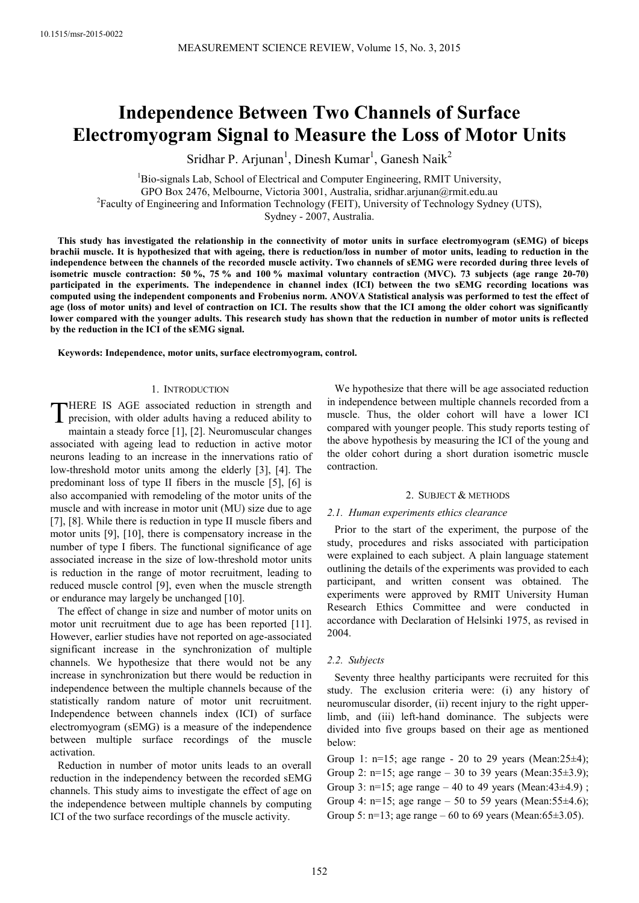10.1515/msr-2015-0022

# Independence Between Two Channels of Surface Electromyogram Signal to Measure the Loss of Motor Units

Sridhar P. Arjunan[1], Dinesh Kumar[1], Ganesh Naik[2]

[1]Bio-signals Lab, School of Electrical and Computer Engineering, RMIT University, GPO Box 2476, Melbourne, Victoria 3001, Australia, sridhar.arjunan@rmit.edu.au
[2]Faculty of Engineering and Information Technology (FEIT), University of Technology Sydney (UTS), Sydney - 2007, Australia.

**This study has investigated the relationship in the connectivity of motor units in surface electromyogram (sEMG) of biceps brachii muscle. It is hypothesized that with ageing, there is reduction/loss in number of motor units, leading to reduction in the independence between the channels of the recorded muscle activity. Two channels of sEMG were recorded during three levels of isometric muscle contraction: 50 %, 75 % and 100 % maximal voluntary contraction (MVC). 73 subjects (age range 20-70) participated in the experiments. The independence in channel index (ICI) between the two sEMG recording locations was computed using the independent components and Frobenius norm. ANOVA Statistical analysis was performed to test the effect of age (loss of motor units) and level of contraction on ICI. The results show that the ICI among the older cohort was significantly lower compared with the younger adults. This research study has shown that the reduction in number of motor units is reflected by the reduction in the ICI of the sEMG signal.**

**Keywords: Independence, motor units, surface electromyogram, control.**

## 1. Introduction

THERE IS AGE associated reduction in strength and precision, with older adults having a reduced ability to maintain a steady force [1], [2]. Neuromuscular changes associated with ageing lead to reduction in active motor neurons leading to an increase in the innervations ratio of low-threshold motor units among the elderly [3], [4]. The predominant loss of type II fibers in the muscle [5], [6] is also accompanied with remodeling of the motor units of the muscle and with increase in motor unit (MU) size due to age [7], [8]. While there is reduction in type II muscle fibers and motor units [9], [10], there is compensatory increase in the number of type I fibers. The functional significance of age associated increase in the size of low-threshold motor units is reduction in the range of motor recruitment, leading to reduced muscle control [9], even when the muscle strength or endurance may largely be unchanged [10].

The effect of change in size and number of motor units on motor unit recruitment due to age has been reported [11]. However, earlier studies have not reported on age-associated significant increase in the synchronization of multiple channels. We hypothesize that there would not be any increase in synchronization but there would be reduction in independence between the multiple channels because of the statistically random nature of motor unit recruitment. Independence between channels index (ICI) of surface electromyogram (sEMG) is a measure of the independence between multiple surface recordings of the muscle activation.

Reduction in number of motor units leads to an overall reduction in the independency between the recorded sEMG channels. This study aims to investigate the effect of age on the independence between multiple channels by computing ICI of the two surface recordings of the muscle activity.

We hypothesize that there will be age associated reduction in independence between multiple channels recorded from a muscle. Thus, the older cohort will have a lower ICI compared with younger people. This study reports testing of the above hypothesis by measuring the ICI of the young and the older cohort during a short duration isometric muscle contraction.

## 2. Subject & methods

### 2.1. Human experiments ethics clearance

Prior to the start of the experiment, the purpose of the study, procedures and risks associated with participation were explained to each subject. A plain language statement outlining the details of the experiments was provided to each participant, and written consent was obtained. The experiments were approved by RMIT University Human Research Ethics Committee and were conducted in accordance with Declaration of Helsinki 1975, as revised in 2004.

### 2.2. Subjects

Seventy three healthy participants were recruited for this study. The exclusion criteria were: (i) any history of neuromuscular disorder, (ii) recent injury to the right upper-limb, and (iii) left-hand dominance. The subjects were divided into five groups based on their age as mentioned below:

Group 1: n=15; age range - 20 to 29 years (Mean:25±4);
Group 2: n=15; age range – 30 to 39 years (Mean:35±3.9);
Group 3: n=15; age range – 40 to 49 years (Mean:43±4.9) ;
Group 4: n=15; age range – 50 to 59 years (Mean:55±4.6);
Group 5: n=13; age range – 60 to 69 years (Mean:65±3.05).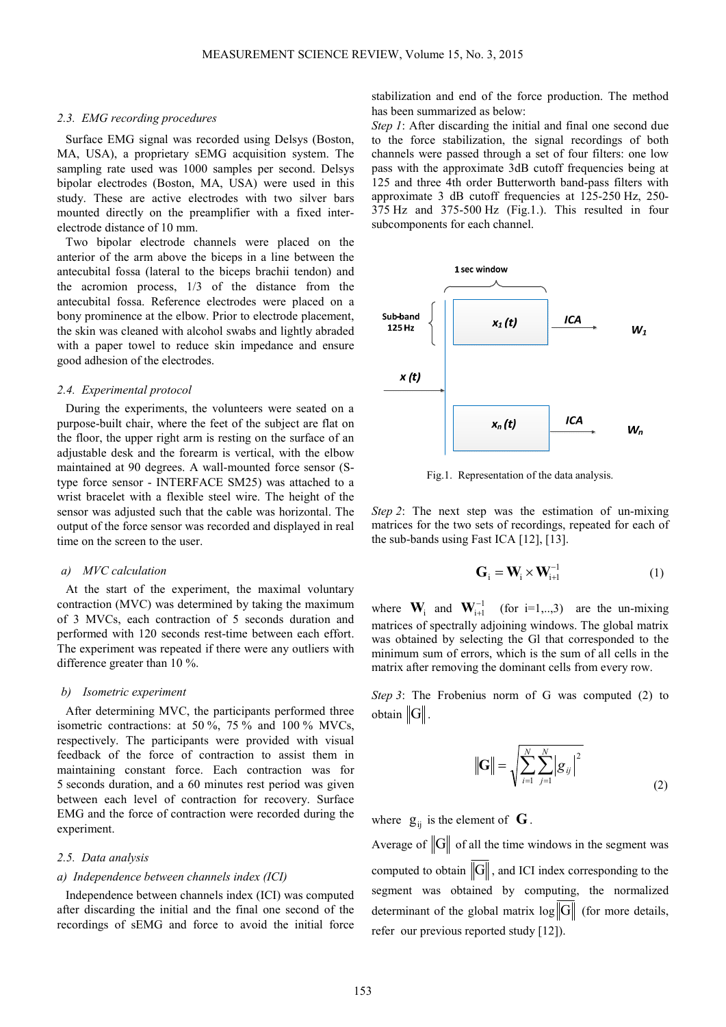### 2.3. EMG recording procedures

Surface EMG signal was recorded using Delsys (Boston, MA, USA), a proprietary sEMG acquisition system. The sampling rate used was 1000 samples per second. Delsys bipolar electrodes (Boston, MA, USA) were used in this study. These are active electrodes with two silver bars mounted directly on the preamplifier with a fixed inter-electrode distance of 10 mm.

Two bipolar electrode channels were placed on the anterior of the arm above the biceps in a line between the antecubital fossa (lateral to the biceps brachii tendon) and the acromion process, 1/3 of the distance from the antecubital fossa. Reference electrodes were placed on a bony prominence at the elbow. Prior to electrode placement, the skin was cleaned with alcohol swabs and lightly abraded with a paper towel to reduce skin impedance and ensure good adhesion of the electrodes.

### 2.4. Experimental protocol

During the experiments, the volunteers were seated on a purpose-built chair, where the feet of the subject are flat on the floor, the upper right arm is resting on the surface of an adjustable desk and the forearm is vertical, with the elbow maintained at 90 degrees. A wall-mounted force sensor (S-type force sensor - INTERFACE SM25) was attached to a wrist bracelet with a flexible steel wire. The height of the sensor was adjusted such that the cable was horizontal. The output of the force sensor was recorded and displayed in real time on the screen to the user.

*a) MVC calculation*

At the start of the experiment, the maximal voluntary contraction (MVC) was determined by taking the maximum of 3 MVCs, each contraction of 5 seconds duration and performed with 120 seconds rest-time between each effort. The experiment was repeated if there were any outliers with difference greater than 10 %.

*b) Isometric experiment*

After determining MVC, the participants performed three isometric contractions: at 50 %, 75 % and 100 % MVCs, respectively. The participants were provided with visual feedback of the force of contraction to assist them in maintaining constant force. Each contraction was for 5 seconds duration, and a 60 minutes rest period was given between each level of contraction for recovery. Surface EMG and the force of contraction were recorded during the experiment.

### 2.5. Data analysis

*a) Independence between channels index (ICI)*

Independence between channels index (ICI) was computed after discarding the initial and the final one second of the recordings of sEMG and force to avoid the initial force stabilization and end of the force production. The method has been summarized as below:

*Step 1*: After discarding the initial and final one second due to the force stabilization, the signal recordings of both channels were passed through a set of four filters: one low pass with the approximate 3dB cutoff frequencies being at 125 and three 4th order Butterworth band-pass filters with approximate 3 dB cutoff frequencies at 125-250 Hz, 250-375 Hz and 375-500 Hz (Fig.1.). This resulted in four subcomponents for each channel.

Fig.1. Representation of the data analysis.

*Step 2*: The next step was the estimation of un-mixing matrices for the two sets of recordings, repeated for each of the sub-bands using Fast ICA [12], [13].

$$\mathbf{G}_i = \mathbf{W}_i \times \mathbf{W}_{i+1}^{-1} \tag{1}$$

where $\mathbf{W}_i$ and $\mathbf{W}_{i+1}^{-1}$ (for i=1,..,3) are the un-mixing matrices of spectrally adjoining windows. The global matrix was obtained by selecting the Gl that corresponded to the minimum sum of errors, which is the sum of all cells in the matrix after removing the dominant cells from every row.

*Step 3*: The Frobenius norm of G was computed (2) to obtain $\|G\|$.

$$\|\mathbf{G}\| = \sqrt{\sum_{i=1}^{N}\sum_{j=1}^{N} |g_{ij}|^2} \tag{2}$$

where $g_{ij}$ is the element of $\mathbf{G}$.

Average of $\|G\|$ of all the time windows in the segment was computed to obtain $\|\overline{G}\|$, and ICI index corresponding to the segment was obtained by computing, the normalized determinant of the global matrix $\log\|\overline{G}\|$ (for more details, refer our previous reported study [12]).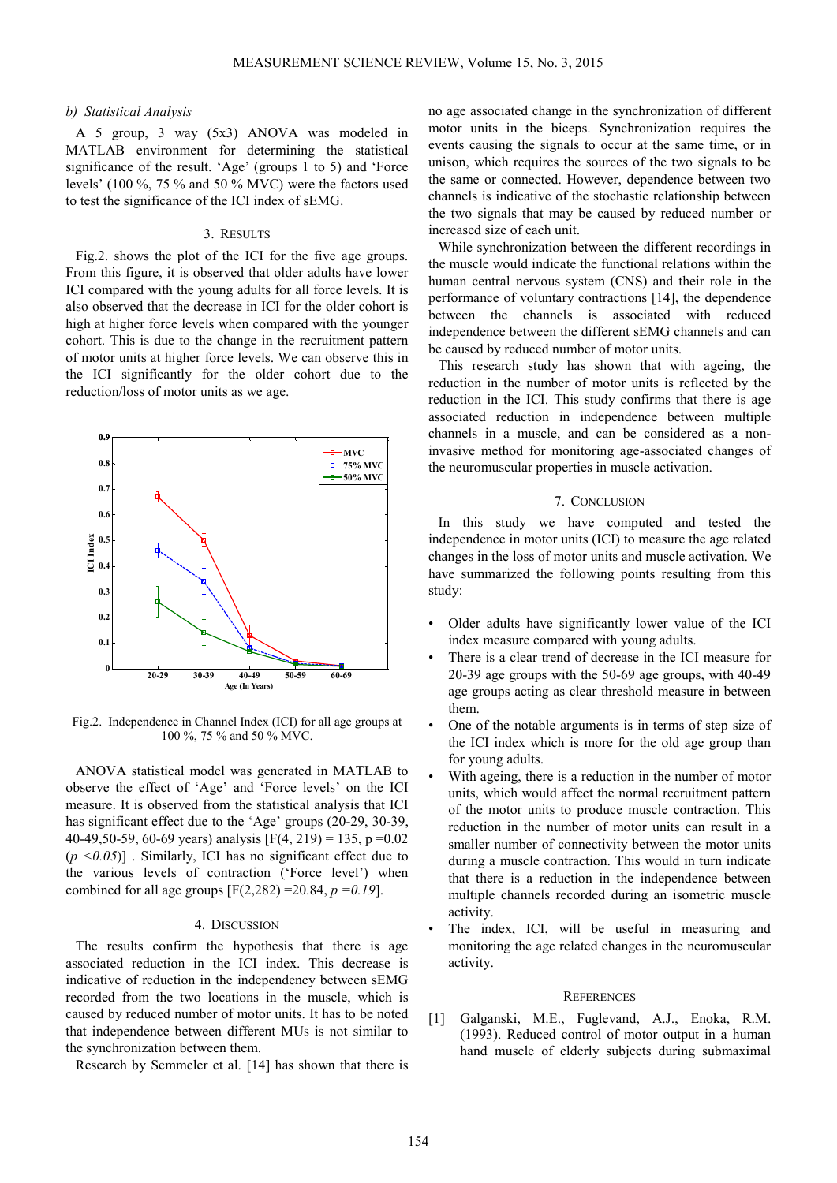### b) Statistical Analysis

A 5 group, 3 way (5x3) ANOVA was modeled in MATLAB environment for determining the statistical significance of the result. 'Age' (groups 1 to 5) and 'Force levels' (100 %, 75 % and 50 % MVC) were the factors used to test the significance of the ICI index of sEMG.

## 3. Results

Fig.2. shows the plot of the ICI for the five age groups. From this figure, it is observed that older adults have lower ICI compared with the young adults for all force levels. It is also observed that the decrease in ICI for the older cohort is high at higher force levels when compared with the younger cohort. This is due to the change in the recruitment pattern of motor units at higher force levels. We can observe this in the ICI significantly for the older cohort due to the reduction/loss of motor units as we age.

Fig.2. Independence in Channel Index (ICI) for all age groups at 100 %, 75 % and 50 % MVC.

ANOVA statistical model was generated in MATLAB to observe the effect of 'Age' and 'Force levels' on the ICI measure. It is observed from the statistical analysis that ICI has significant effect due to the 'Age' groups (20-29, 30-39, 40-49,50-59, 60-69 years) analysis [$F(4, 219) = 135$, $p = 0.02$ ($p < 0.05$)] . Similarly, ICI has no significant effect due to the various levels of contraction ('Force level') when combined for all age groups [$F(2,282) = 20.84$, $p = 0.19$].

## 4. Discussion

The results confirm the hypothesis that there is age associated reduction in the ICI index. This decrease is indicative of reduction in the independency between sEMG recorded from the two locations in the muscle, which is caused by reduced number of motor units. It has to be noted that independence between different MUs is not similar to the synchronization between them.

Research by Semmeler et al. [14] has shown that there is no age associated change in the synchronization of different motor units in the biceps. Synchronization requires the events causing the signals to occur at the same time, or in unison, which requires the sources of the two signals to be the same or connected. However, dependence between two channels is indicative of the stochastic relationship between the two signals that may be caused by reduced number or increased size of each unit.

While synchronization between the different recordings in the muscle would indicate the functional relations within the human central nervous system (CNS) and their role in the performance of voluntary contractions [14], the dependence between the channels is associated with reduced independence between the different sEMG channels and can be caused by reduced number of motor units.

This research study has shown that with ageing, the reduction in the number of motor units is reflected by the reduction in the ICI. This study confirms that there is age associated reduction in independence between multiple channels in a muscle, and can be considered as a non-invasive method for monitoring age-associated changes of the neuromuscular properties in muscle activation.

## 7. Conclusion

In this study we have computed and tested the independence in motor units (ICI) to measure the age related changes in the loss of motor units and muscle activation. We have summarized the following points resulting from this study:

- Older adults have significantly lower value of the ICI index measure compared with young adults.
- There is a clear trend of decrease in the ICI measure for 20-39 age groups with the 50-69 age groups, with 40-49 age groups acting as clear threshold measure in between them.
- One of the notable arguments is in terms of step size of the ICI index which is more for the old age group than for young adults.
- With ageing, there is a reduction in the number of motor units, which would affect the normal recruitment pattern of the motor units to produce muscle contraction. This reduction in the number of motor units can result in a smaller number of connectivity between the motor units during a muscle contraction. This would in turn indicate that there is a reduction in the independence between multiple channels recorded during an isometric muscle activity.
- The index, ICI, will be useful in measuring and monitoring the age related changes in the neuromuscular activity.

## References

[1] Galganski, M.E., Fuglevand, A.J., Enoka, R.M. (1993). Reduced control of motor output in a human hand muscle of elderly subjects during submaximal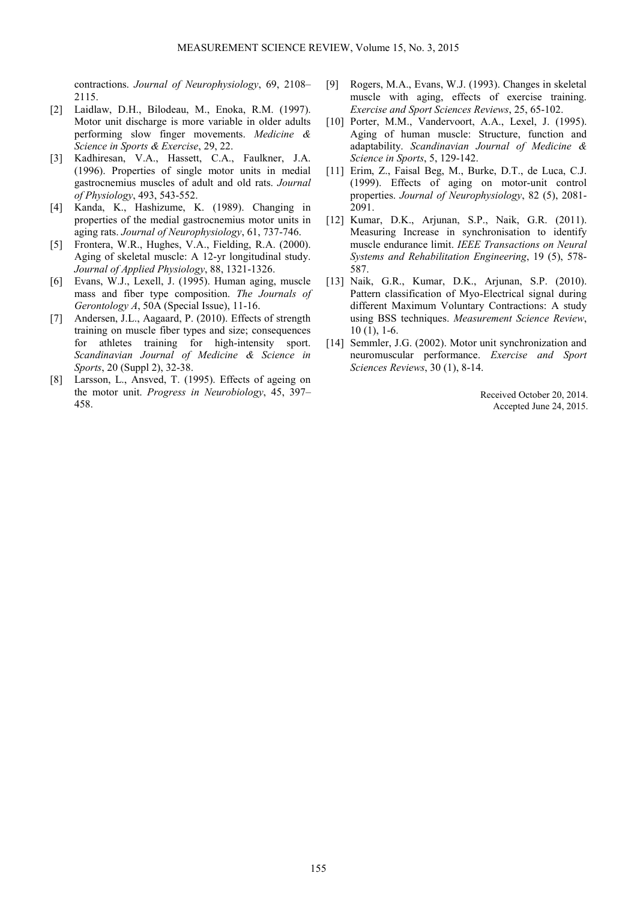contractions. *Journal of Neurophysiology*, 69, 2108–2115.

[2] Laidlaw, D.H., Bilodeau, M., Enoka, R.M. (1997). Motor unit discharge is more variable in older adults performing slow finger movements. *Medicine & Science in Sports & Exercise*, 29, 22.

[3] Kadhiresan, V.A., Hassett, C.A., Faulkner, J.A. (1996). Properties of single motor units in medial gastrocnemius muscles of adult and old rats. *Journal of Physiology*, 493, 543-552.

[4] Kanda, K., Hashizume, K. (1989). Changing in properties of the medial gastrocnemius motor units in aging rats. *Journal of Neurophysiology*, 61, 737-746.

[5] Frontera, W.R., Hughes, V.A., Fielding, R.A. (2000). Aging of skeletal muscle: A 12-yr longitudinal study. *Journal of Applied Physiology*, 88, 1321-1326.

[6] Evans, W.J., Lexell, J. (1995). Human aging, muscle mass and fiber type composition. *The Journals of Gerontology A*, 50A (Special Issue), 11-16.

[7] Andersen, J.L., Aagaard, P. (2010). Effects of strength training on muscle fiber types and size; consequences for athletes training for high-intensity sport. *Scandinavian Journal of Medicine & Science in Sports*, 20 (Suppl 2), 32-38.

[8] Larsson, L., Ansved, T. (1995). Effects of ageing on the motor unit. *Progress in Neurobiology*, 45, 397–458.

[9] Rogers, M.A., Evans, W.J. (1993). Changes in skeletal muscle with aging, effects of exercise training. *Exercise and Sport Sciences Reviews*, 25, 65-102.

[10] Porter, M.M., Vandervoort, A.A., Lexel, J. (1995). Aging of human muscle: Structure, function and adaptability. *Scandinavian Journal of Medicine & Science in Sports*, 5, 129-142.

[11] Erim, Z., Faisal Beg, M., Burke, D.T., de Luca, C.J. (1999). Effects of aging on motor-unit control properties. *Journal of Neurophysiology*, 82 (5), 2081-2091.

[12] Kumar, D.K., Arjunan, S.P., Naik, G.R. (2011). Measuring Increase in synchronisation to identify muscle endurance limit. *IEEE Transactions on Neural Systems and Rehabilitation Engineering*, 19 (5), 578-587.

[13] Naik, G.R., Kumar, D.K., Arjunan, S.P. (2010). Pattern classification of Myo-Electrical signal during different Maximum Voluntary Contractions: A study using BSS techniques. *Measurement Science Review*, 10 (1), 1-6.

[14] Semmler, J.G. (2002). Motor unit synchronization and neuromuscular performance. *Exercise and Sport Sciences Reviews*, 30 (1), 8-14.

Received October 20, 2014.
Accepted June 24, 2015.